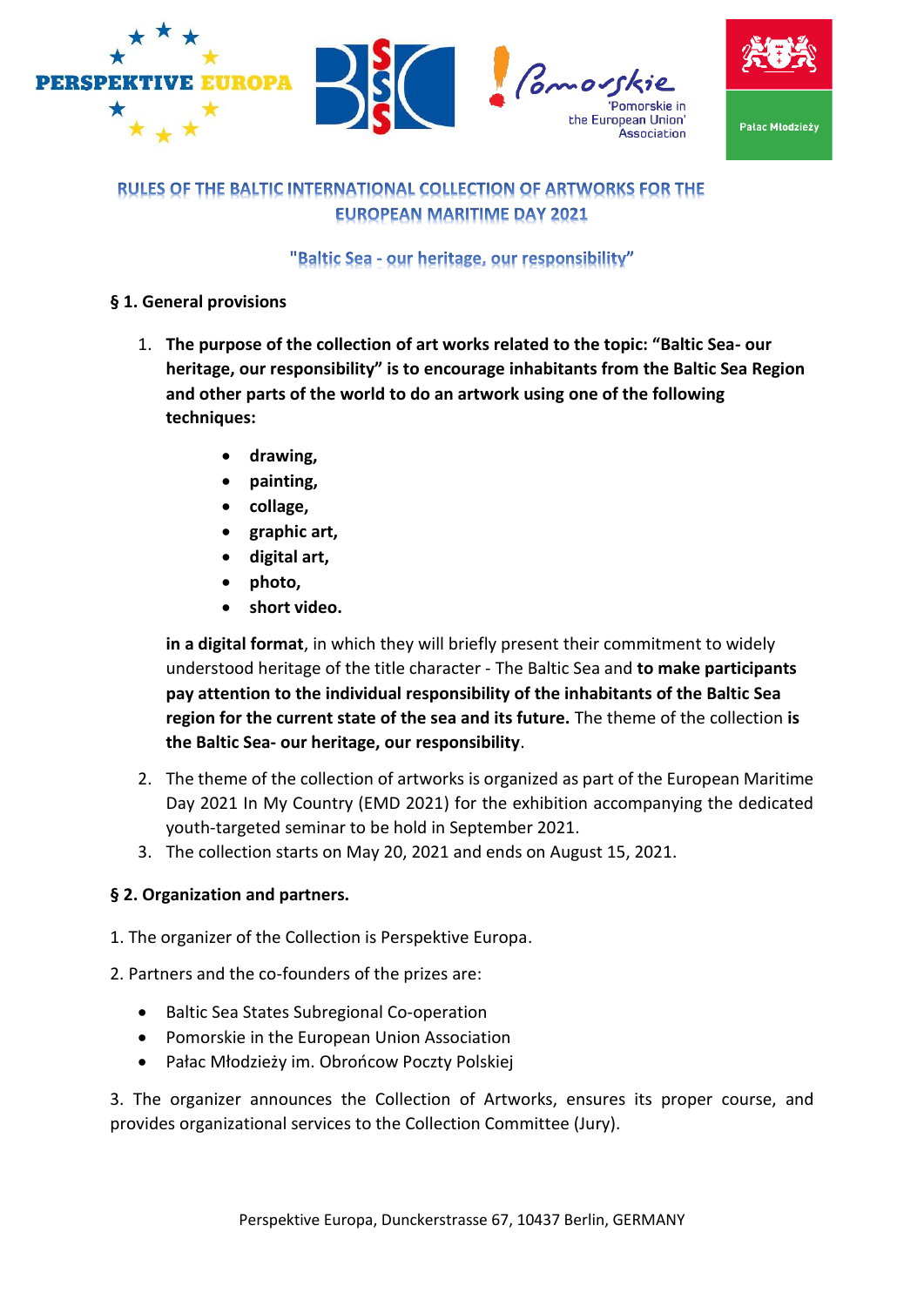# RULES OF THE BALTIC INTERNATIONAL COLLECTION OF ARTWORKS FOR THE EUROPEAN MARITIME DAY 2021

## "Baltic Sea - our heritage, our responsibility"

### § 1. General provisions

1. **The purpose of the collection of art works related to the topic: "Baltic Sea- our heritage, our responsibility" is to encourage inhabitants from the Baltic Sea Region and other parts of the world to do an artwork using one of the following techniques:**

   - **drawing,**
   - **painting,**
   - **collage,**
   - **graphic art,**
   - **digital art,**
   - **photo,**
   - **short video.**

   **in a digital format**, in which they will briefly present their commitment to widely understood heritage of the title character - The Baltic Sea and **to make participants pay attention to the individual responsibility of the inhabitants of the Baltic Sea region for the current state of the sea and its future.** The theme of the collection **is the Baltic Sea- our heritage, our responsibility**.

2. The theme of the collection of artworks is organized as part of the European Maritime Day 2021 In My Country (EMD 2021) for the exhibition accompanying the dedicated youth-targeted seminar to be hold in September 2021.
3. The collection starts on May 20, 2021 and ends on August 15, 2021.

### § 2. Organization and partners.

1. The organizer of the Collection is Perspektive Europa.

2. Partners and the co-founders of the prizes are:

- Baltic Sea States Subregional Co-operation
- Pomorskie in the European Union Association
- Pałac Młodzieży im. Obrońcow Poczty Polskiej

3. The organizer announces the Collection of Artworks, ensures its proper course, and provides organizational services to the Collection Committee (Jury).

Perspektive Europa, Dunckerstrasse 67, 10437 Berlin, GERMANY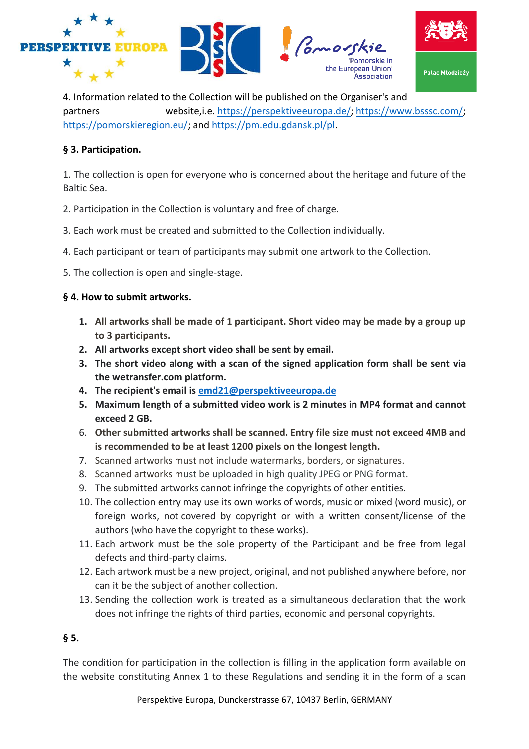4. Information related to the Collection will be published on the Organiser's and partners website,i.e. https://perspektiveeuropa.de/; https://www.bsssc.com/; https://pomorskieregion.eu/; and https://pm.edu.gdansk.pl/pl.

**§ 3. Participation.**

1. The collection is open for everyone who is concerned about the heritage and future of the Baltic Sea.

2. Participation in the Collection is voluntary and free of charge.

3. Each work must be created and submitted to the Collection individually.

4. Each participant or team of participants may submit one artwork to the Collection.

5. The collection is open and single-stage.

**§ 4. How to submit artworks.**

1. **All artworks shall be made of 1 participant. Short video may be made by a group up to 3 participants.**
2. **All artworks except short video shall be sent by email.**
3. **The short video along with a scan of the signed application form shall be sent via the wetransfer.com platform.**
4. **The recipient's email is emd21@perspektiveeuropa.de**
5. **Maximum length of a submitted video work is 2 minutes in MP4 format and cannot exceed 2 GB.**
6. **Other submitted artworks shall be scanned. Entry file size must not exceed 4MB and is recommended to be at least 1200 pixels on the longest length.**
7. Scanned artworks must not include watermarks, borders, or signatures.
8. Scanned artworks must be uploaded in high quality JPEG or PNG format.
9. The submitted artworks cannot infringe the copyrights of other entities.
10. The collection entry may use its own works of words, music or mixed (word music), or foreign works, not covered by copyright or with a written consent/license of the authors (who have the copyright to these works).
11. Each artwork must be the sole property of the Participant and be free from legal defects and third-party claims.
12. Each artwork must be a new project, original, and not published anywhere before, nor can it be the subject of another collection.
13. Sending the collection work is treated as a simultaneous declaration that the work does not infringe the rights of third parties, economic and personal copyrights.

**§ 5.**

The condition for participation in the collection is filling in the application form available on the website constituting Annex 1 to these Regulations and sending it in the form of a scan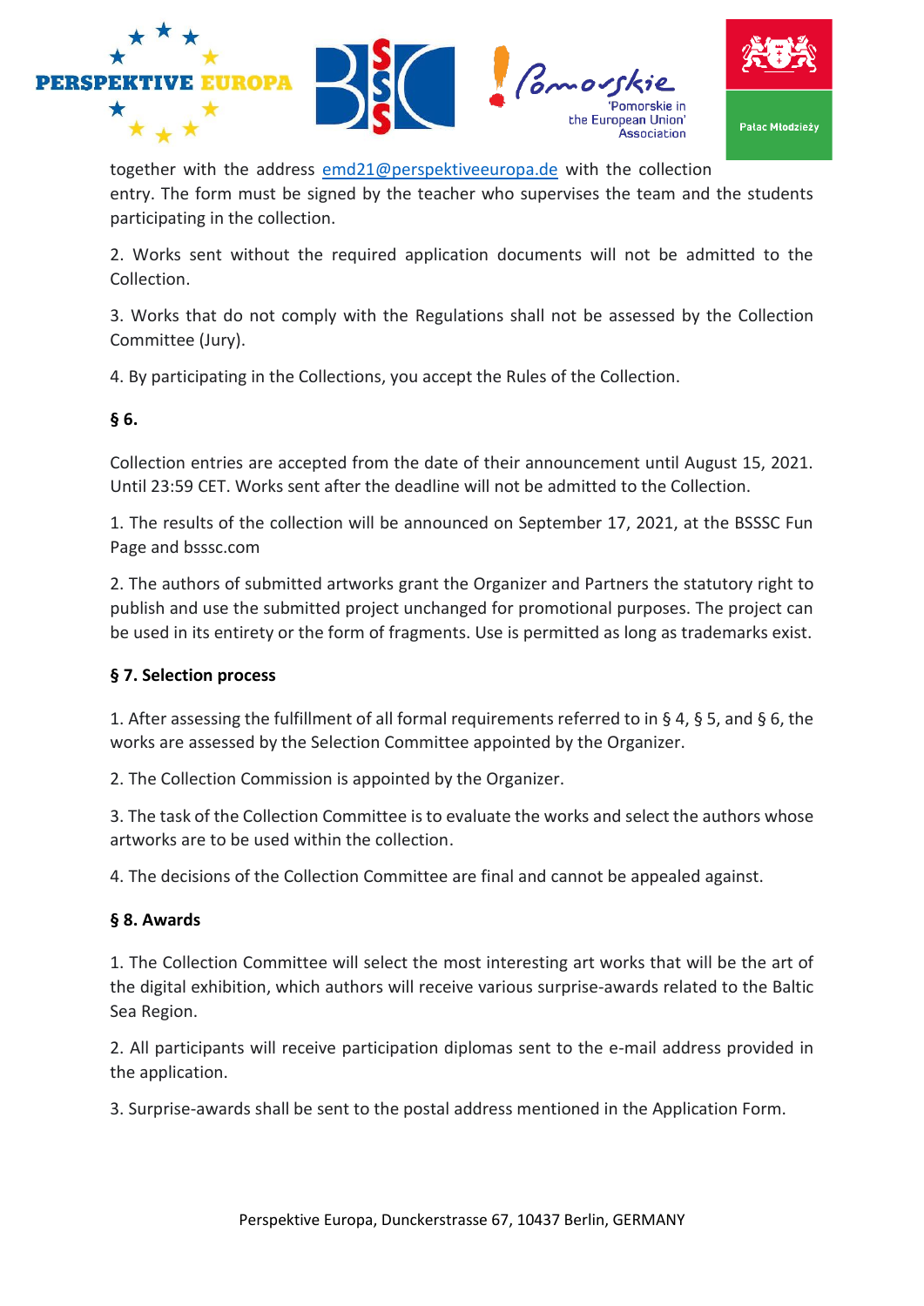together with the address emd21@perspektiveeuropa.de with the collection entry. The form must be signed by the teacher who supervises the team and the students participating in the collection.

2. Works sent without the required application documents will not be admitted to the Collection.

3. Works that do not comply with the Regulations shall not be assessed by the Collection Committee (Jury).

4. By participating in the Collections, you accept the Rules of the Collection.

**§ 6.**

Collection entries are accepted from the date of their announcement until August 15, 2021. Until 23:59 CET. Works sent after the deadline will not be admitted to the Collection.

1. The results of the collection will be announced on September 17, 2021, at the BSSSC Fun Page and bsssc.com

2. The authors of submitted artworks grant the Organizer and Partners the statutory right to publish and use the submitted project unchanged for promotional purposes. The project can be used in its entirety or the form of fragments. Use is permitted as long as trademarks exist.

**§ 7. Selection process**

1. After assessing the fulfillment of all formal requirements referred to in § 4, § 5, and § 6, the works are assessed by the Selection Committee appointed by the Organizer.

2. The Collection Commission is appointed by the Organizer.

3. The task of the Collection Committee is to evaluate the works and select the authors whose artworks are to be used within the collection.

4. The decisions of the Collection Committee are final and cannot be appealed against.

**§ 8. Awards**

1. The Collection Committee will select the most interesting art works that will be the art of the digital exhibition, which authors will receive various surprise-awards related to the Baltic Sea Region.

2. All participants will receive participation diplomas sent to the e-mail address provided in the application.

3. Surprise-awards shall be sent to the postal address mentioned in the Application Form.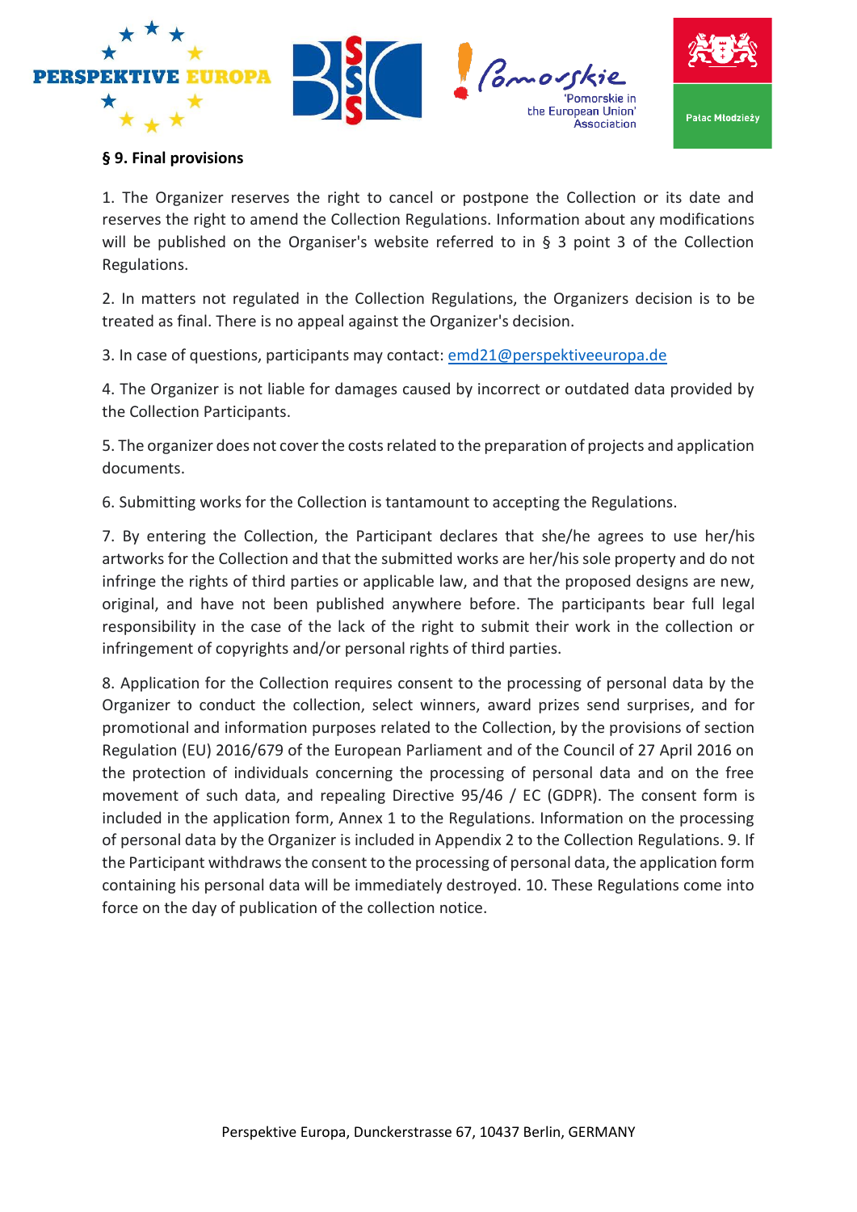### § 9. Final provisions

1. The Organizer reserves the right to cancel or postpone the Collection or its date and reserves the right to amend the Collection Regulations. Information about any modifications will be published on the Organiser's website referred to in § 3 point 3 of the Collection Regulations.

2. In matters not regulated in the Collection Regulations, the Organizers decision is to be treated as final. There is no appeal against the Organizer's decision.

3. In case of questions, participants may contact: emd21@perspektiveeuropa.de

4. The Organizer is not liable for damages caused by incorrect or outdated data provided by the Collection Participants.

5. The organizer does not cover the costs related to the preparation of projects and application documents.

6. Submitting works for the Collection is tantamount to accepting the Regulations.

7. By entering the Collection, the Participant declares that she/he agrees to use her/his artworks for the Collection and that the submitted works are her/his sole property and do not infringe the rights of third parties or applicable law, and that the proposed designs are new, original, and have not been published anywhere before. The participants bear full legal responsibility in the case of the lack of the right to submit their work in the collection or infringement of copyrights and/or personal rights of third parties.

8. Application for the Collection requires consent to the processing of personal data by the Organizer to conduct the collection, select winners, award prizes send surprises, and for promotional and information purposes related to the Collection, by the provisions of section Regulation (EU) 2016/679 of the European Parliament and of the Council of 27 April 2016 on the protection of individuals concerning the processing of personal data and on the free movement of such data, and repealing Directive 95/46 / EC (GDPR). The consent form is included in the application form, Annex 1 to the Regulations. Information on the processing of personal data by the Organizer is included in Appendix 2 to the Collection Regulations. 9. If the Participant withdraws the consent to the processing of personal data, the application form containing his personal data will be immediately destroyed. 10. These Regulations come into force on the day of publication of the collection notice.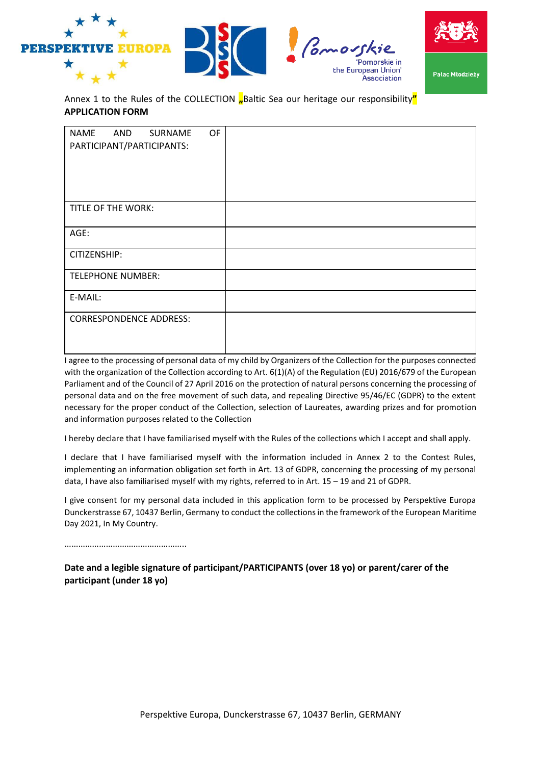Annex 1 to the Rules of the COLLECTION „Baltic Sea our heritage our responsibility"

**APPLICATION FORM**

| NAME AND SURNAME OF PARTICIPANT/PARTICIPANTS: | |
|---|---|
| TITLE OF THE WORK: | |
| AGE: | |
| CITIZENSHIP: | |
| TELEPHONE NUMBER: | |
| E-MAIL: | |
| CORRESPONDENCE ADDRESS: | |

I agree to the processing of personal data of my child by Organizers of the Collection for the purposes connected with the organization of the Collection according to Art. 6(1)(A) of the Regulation (EU) 2016/679 of the European Parliament and of the Council of 27 April 2016 on the protection of natural persons concerning the processing of personal data and on the free movement of such data, and repealing Directive 95/46/EC (GDPR) to the extent necessary for the proper conduct of the Collection, selection of Laureates, awarding prizes and for promotion and information purposes related to the Collection

I hereby declare that I have familiarised myself with the Rules of the collections which I accept and shall apply.

I declare that I have familiarised myself with the information included in Annex 2 to the Contest Rules, implementing an information obligation set forth in Art. 13 of GDPR, concerning the processing of my personal data, I have also familiarised myself with my rights, referred to in Art. 15 – 19 and 21 of GDPR.

I give consent for my personal data included in this application form to be processed by Perspektive Europa Dunckerstrasse 67, 10437 Berlin, Germany to conduct the collections in the framework of the European Maritime Day 2021, In My Country.

……………………………………………..

**Date and a legible signature of participant/PARTICIPANTS (over 18 yo) or parent/carer of the participant (under 18 yo)**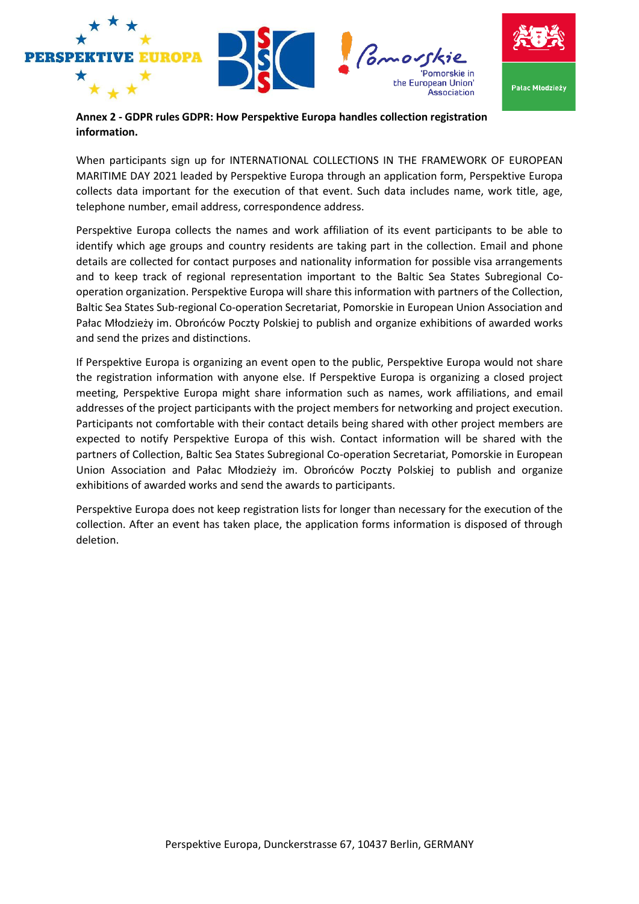**Annex 2 - GDPR rules GDPR: How Perspektive Europa handles collection registration information.**

When participants sign up for INTERNATIONAL COLLECTIONS IN THE FRAMEWORK OF EUROPEAN MARITIME DAY 2021 leaded by Perspektive Europa through an application form, Perspektive Europa collects data important for the execution of that event. Such data includes name, work title, age, telephone number, email address, correspondence address.

Perspektive Europa collects the names and work affiliation of its event participants to be able to identify which age groups and country residents are taking part in the collection. Email and phone details are collected for contact purposes and nationality information for possible visa arrangements and to keep track of regional representation important to the Baltic Sea States Subregional Co-operation organization. Perspektive Europa will share this information with partners of the Collection, Baltic Sea States Sub-regional Co-operation Secretariat, Pomorskie in European Union Association and Pałac Młodzieży im. Obrońców Poczty Polskiej to publish and organize exhibitions of awarded works and send the prizes and distinctions.

If Perspektive Europa is organizing an event open to the public, Perspektive Europa would not share the registration information with anyone else. If Perspektive Europa is organizing a closed project meeting, Perspektive Europa might share information such as names, work affiliations, and email addresses of the project participants with the project members for networking and project execution. Participants not comfortable with their contact details being shared with other project members are expected to notify Perspektive Europa of this wish. Contact information will be shared with the partners of Collection, Baltic Sea States Subregional Co-operation Secretariat, Pomorskie in European Union Association and Pałac Młodzieży im. Obrońców Poczty Polskiej to publish and organize exhibitions of awarded works and send the awards to participants.

Perspektive Europa does not keep registration lists for longer than necessary for the execution of the collection. After an event has taken place, the application forms information is disposed of through deletion.